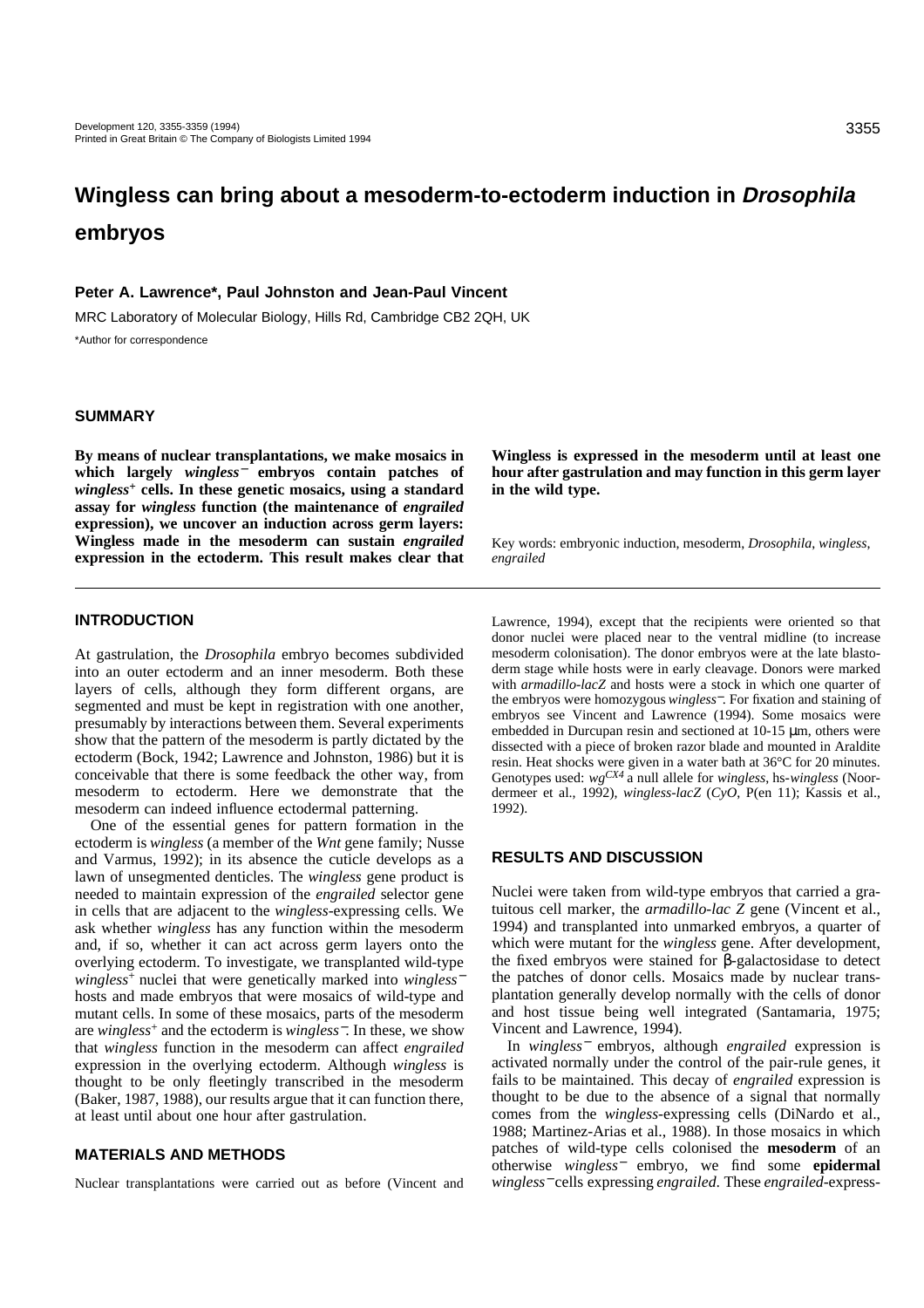# Wingless can bring about a mesoderm-to-ectoderm induction in *Drosophila* embryos

**Peter A. Lawrence\*, Paul Johnston and Jean-Paul Vincent**

MRC Laboratory of Molecular Biology, Hills Rd, Cambridge CB2 2QH, UK

\*Author for correspondence

## SUMMARY

**By means of nuclear transplantations, we make mosaics in which largely *wingless*$^-$ embryos contain patches of *wingless*$^+$ cells. In these genetic mosaics, using a standard assay for *wingless* function (the maintenance of *engrailed* expression), we uncover an induction across germ layers: Wingless made in the mesoderm can sustain *engrailed* expression in the ectoderm. This result makes clear that Wingless is expressed in the mesoderm until at least one hour after gastrulation and may function in this germ layer in the wild type.**

Key words: embryonic induction, mesoderm, *Drosophila*, *wingless*, *engrailed*

## INTRODUCTION

At gastrulation, the *Drosophila* embryo becomes subdivided into an outer ectoderm and an inner mesoderm. Both these layers of cells, although they form different organs, are segmented and must be kept in registration with one another, presumably by interactions between them. Several experiments show that the pattern of the mesoderm is partly dictated by the ectoderm (Bock, 1942; Lawrence and Johnston, 1986) but it is conceivable that there is some feedback the other way, from mesoderm to ectoderm. Here we demonstrate that the mesoderm can indeed influence ectodermal patterning.

One of the essential genes for pattern formation in the ectoderm is *wingless* (a member of the *Wnt* gene family; Nusse and Varmus, 1992); in its absence the cuticle develops as a lawn of unsegmented denticles. The *wingless* gene product is needed to maintain expression of the *engrailed* selector gene in cells that are adjacent to the *wingless*-expressing cells. We ask whether *wingless* has any function within the mesoderm and, if so, whether it can act across germ layers onto the overlying ectoderm. To investigate, we transplanted wild-type *wingless*$^+$ nuclei that were genetically marked into *wingless*$^-$ hosts and made embryos that were mosaics of wild-type and mutant cells. In some of these mosaics, parts of the mesoderm are *wingless*$^+$ and the ectoderm is *wingless*$^-$. In these, we show that *wingless* function in the mesoderm can affect *engrailed* expression in the overlying ectoderm. Although *wingless* is thought to be only fleetingly transcribed in the mesoderm (Baker, 1987, 1988), our results argue that it can function there, at least until about one hour after gastrulation.

## MATERIALS AND METHODS

Nuclear transplantations were carried out as before (Vincent and Lawrence, 1994), except that the recipients were oriented so that donor nuclei were placed near to the ventral midline (to increase mesoderm colonisation). The donor embryos were at the late blastoderm stage while hosts were in early cleavage. Donors were marked with *armadillo-lacZ* and hosts were a stock in which one quarter of the embryos were homozygous *wingless*$^-$. For fixation and staining of embryos see Vincent and Lawrence (1994). Some mosaics were embedded in Durcupan resin and sectioned at 10-15 μm, others were dissected with a piece of broken razor blade and mounted in Araldite resin. Heat shocks were given in a water bath at 36°C for 20 minutes. Genotypes used: $wg^{CX4}$ a null allele for *wingless*, hs-*wingless* (Noordermeer et al., 1992), *wingless-lacZ* (*CyO*, P(en 11); Kassis et al., 1992).

## RESULTS AND DISCUSSION

Nuclei were taken from wild-type embryos that carried a gratuitous cell marker, the *armadillo-lac Z* gene (Vincent et al., 1994) and transplanted into unmarked embryos, a quarter of which were mutant for the *wingless* gene. After development, the fixed embryos were stained for β-galactosidase to detect the patches of donor cells. Mosaics made by nuclear transplantation generally develop normally with the cells of donor and host tissue being well integrated (Santamaria, 1975; Vincent and Lawrence, 1994).

In *wingless*$^-$ embryos, although *engrailed* expression is activated normally under the control of the pair-rule genes, it fails to be maintained. This decay of *engrailed* expression is thought to be due to the absence of a signal that normally comes from the *wingless*-expressing cells (DiNardo et al., 1988; Martinez-Arias et al., 1988). In those mosaics in which patches of wild-type cells colonised the **mesoderm** of an otherwise *wingless*$^-$ embryo, we find some **epidermal** *wingless*$^-$ cells expressing *engrailed*. These *engrailed*-express-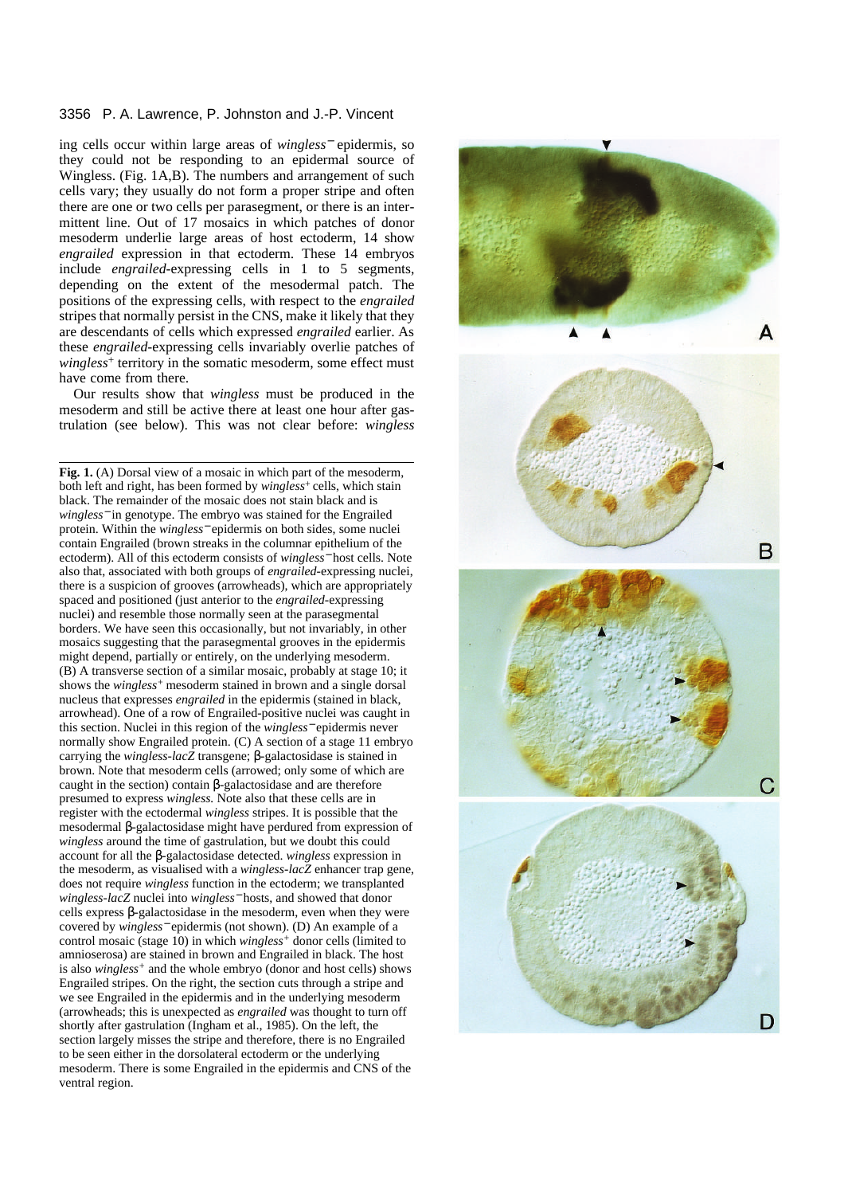ing cells occur within large areas of *wingless*$^-$ epidermis, so they could not be responding to an epidermal source of Wingless. (Fig. 1A,B). The numbers and arrangement of such cells vary; they usually do not form a proper stripe and often there are one or two cells per parasegment, or there is an intermittent line. Out of 17 mosaics in which patches of donor mesoderm underlie large areas of host ectoderm, 14 show *engrailed* expression in that ectoderm. These 14 embryos include *engrailed*-expressing cells in 1 to 5 segments, depending on the extent of the mesodermal patch. The positions of the expressing cells, with respect to the *engrailed* stripes that normally persist in the CNS, make it likely that they are descendants of cells which expressed *engrailed* earlier. As these *engrailed*-expressing cells invariably overlie patches of *wingless*$^+$ territory in the somatic mesoderm, some effect must have come from there.

Our results show that *wingless* must be produced in the mesoderm and still be active there at least one hour after gastrulation (see below). This was not clear before: *wingless*

**Fig. 1.** (A) Dorsal view of a mosaic in which part of the mesoderm, both left and right, has been formed by *wingless*$^+$ cells, which stain black. The remainder of the mosaic does not stain black and is *wingless*$^-$ in genotype. The embryo was stained for the Engrailed protein. Within the *wingless*$^-$ epidermis on both sides, some nuclei contain Engrailed (brown streaks in the columnar epithelium of the ectoderm). All of this ectoderm consists of *wingless*$^-$ host cells. Note also that, associated with both groups of *engrailed*-expressing nuclei, there is a suspicion of grooves (arrowheads), which are appropriately spaced and positioned (just anterior to the *engrailed*-expressing nuclei) and resemble those normally seen at the parasegmental borders. We have seen this occasionally, but not invariably, in other mosaics suggesting that the parasegmental grooves in the epidermis might depend, partially or entirely, on the underlying mesoderm. (B) A transverse section of a similar mosaic, probably at stage 10; it shows the *wingless*$^+$ mesoderm stained in brown and a single dorsal nucleus that expresses *engrailed* in the epidermis (stained in black, arrowhead). One of a row of Engrailed-positive nuclei was caught in this section. Nuclei in this region of the *wingless*$^-$ epidermis never normally show Engrailed protein. (C) A section of a stage 11 embryo carrying the *wingless-lacZ* transgene; β-galactosidase is stained in brown. Note that mesoderm cells (arrowed; only some of which are caught in the section) contain β-galactosidase and are therefore presumed to express *wingless.* Note also that these cells are in register with the ectodermal *wingless* stripes. It is possible that the mesodermal β-galactosidase might have perdured from expression of *wingless* around the time of gastrulation, but we doubt this could account for all the β-galactosidase detected. *wingless* expression in the mesoderm, as visualised with a *wingless-lacZ* enhancer trap gene, does not require *wingless* function in the ectoderm; we transplanted *wingless-lacZ* nuclei into *wingless*$^-$ hosts, and showed that donor cells express β-galactosidase in the mesoderm, even when they were covered by *wingless*$^-$ epidermis (not shown). (D) An example of a control mosaic (stage 10) in which *wingless*$^+$ donor cells (limited to amnioserosa) are stained in brown and Engrailed in black. The host is also *wingless*$^+$ and the whole embryo (donor and host cells) shows Engrailed stripes. On the right, the section cuts through a stripe and we see Engrailed in the epidermis and in the underlying mesoderm (arrowheads; this is unexpected as *engrailed* was thought to turn off shortly after gastrulation (Ingham et al., 1985). On the left, the section largely misses the stripe and therefore, there is no Engrailed to be seen either in the dorsolateral ectoderm or the underlying mesoderm. There is some Engrailed in the epidermis and CNS of the ventral region.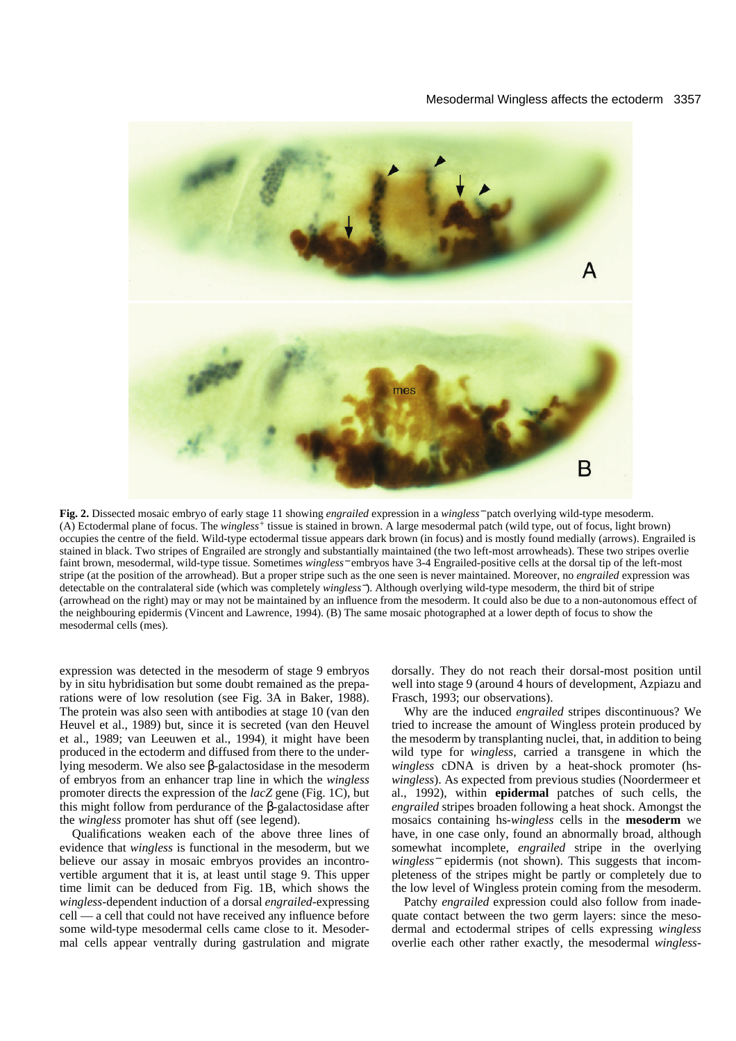**Fig. 2.** Dissected mosaic embryo of early stage 11 showing *engrailed* expression in a *wingless*$^{-}$ patch overlying wild-type mesoderm. (A) Ectodermal plane of focus. The *wingless*$^{+}$ tissue is stained in brown. A large mesodermal patch (wild type, out of focus, light brown) occupies the centre of the field. Wild-type ectodermal tissue appears dark brown (in focus) and is mostly found medially (arrows). Engrailed is stained in black. Two stripes of Engrailed are strongly and substantially maintained (the two left-most arrowheads). These two stripes overlie faint brown, mesodermal, wild-type tissue. Sometimes *wingless*$^{-}$ embryos have 3-4 Engrailed-positive cells at the dorsal tip of the left-most stripe (at the position of the arrowhead). But a proper stripe such as the one seen is never maintained. Moreover, no *engrailed* expression was detectable on the contralateral side (which was completely *wingless*$^{-}$). Although overlying wild-type mesoderm, the third bit of stripe (arrowhead on the right) may or may not be maintained by an influence from the mesoderm. It could also be due to a non-autonomous effect of the neighbouring epidermis (Vincent and Lawrence, 1994). (B) The same mosaic photographed at a lower depth of focus to show the mesodermal cells (mes).

expression was detected in the mesoderm of stage 9 embryos by in situ hybridisation but some doubt remained as the preparations were of low resolution (see Fig. 3A in Baker, 1988). The protein was also seen with antibodies at stage 10 (van den Heuvel et al., 1989) but, since it is secreted (van den Heuvel et al., 1989; van Leeuwen et al., 1994), it might have been produced in the ectoderm and diffused from there to the underlying mesoderm. We also see β-galactosidase in the mesoderm of embryos from an enhancer trap line in which the *wingless* promoter directs the expression of the *lacZ* gene (Fig. 1C), but this might follow from perdurance of the β-galactosidase after the *wingless* promoter has shut off (see legend).

Qualifications weaken each of the above three lines of evidence that *wingless* is functional in the mesoderm, but we believe our assay in mosaic embryos provided an incontrovertible argument that it is, at least until stage 9. This upper time limit can be deduced from Fig. 1B, which shows the *wingless*-dependent induction of a dorsal *engrailed*-expressing cell — a cell that could not have received any influence before some wild-type mesodermal cells came close to it. Mesodermal cells appear ventrally during gastrulation and migrate dorsally. They do not reach their dorsal-most position until well into stage 9 (around 4 hours of development, Azpiazu and Frasch, 1993; our observations).

Why are the induced *engrailed* stripes discontinuous? We tried to increase the amount of Wingless protein produced by the mesoderm by transplanting nuclei, that, in addition to being wild type for *wingless*, carried a transgene in which the *wingless* cDNA is driven by a heat-shock promoter (hs-*wingless*). As expected from previous studies (Noordermeer et al., 1992), within **epidermal** patches of such cells, the *engrailed* stripes broaden following a heat shock. Amongst the mosaics containing hs-*wingless* cells in the **mesoderm** we have, in one case only, found an abnormally broad, although somewhat incomplete, *engrailed* stripe in the overlying *wingless*$^{-}$ epidermis (not shown). This suggests that incompleteness of the stripes might be partly or completely due to the low level of Wingless protein coming from the mesoderm.

Patchy *engrailed* expression could also follow from inadequate contact between the two germ layers: since the mesodermal and ectodermal stripes of cells expressing *wingless* overlie each other rather exactly, the mesodermal *wingless*-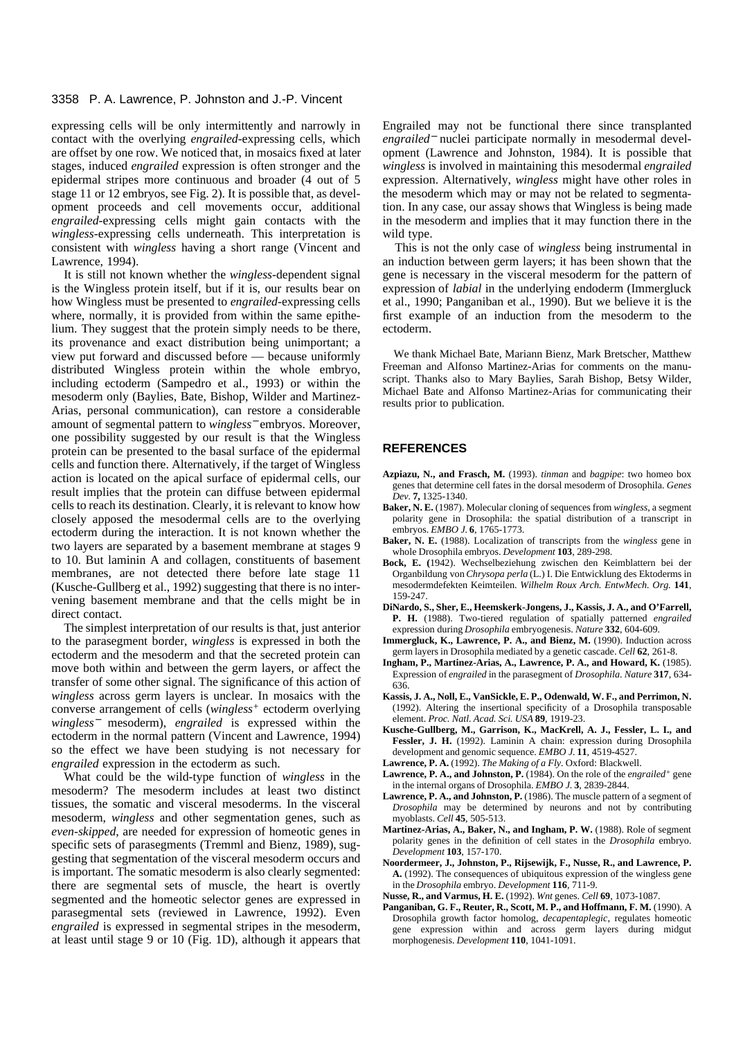expressing cells will be only intermittently and narrowly in contact with the overlying *engrailed*-expressing cells, which are offset by one row. We noticed that, in mosaics fixed at later stages, induced *engrailed* expression is often stronger and the epidermal stripes more continuous and broader (4 out of 5 stage 11 or 12 embryos, see Fig. 2). It is possible that, as development proceeds and cell movements occur, additional *engrailed*-expressing cells might gain contacts with the *wingless*-expressing cells underneath. This interpretation is consistent with *wingless* having a short range (Vincent and Lawrence, 1994).

It is still not known whether the *wingless*-dependent signal is the Wingless protein itself, but if it is, our results bear on how Wingless must be presented to *engrailed*-expressing cells where, normally, it is provided from within the same epithelium. They suggest that the protein simply needs to be there, its provenance and exact distribution being unimportant; a view put forward and discussed before — because uniformly distributed Wingless protein within the whole embryo, including ectoderm (Sampedro et al., 1993) or within the mesoderm only (Baylies, Bate, Bishop, Wilder and Martinez-Arias, personal communication), can restore a considerable amount of segmental pattern to *wingless*$^-$ embryos. Moreover, one possibility suggested by our result is that the Wingless protein can be presented to the basal surface of the epidermal cells and function there. Alternatively, if the target of Wingless action is located on the apical surface of epidermal cells, our result implies that the protein can diffuse between epidermal cells to reach its destination. Clearly, it is relevant to know how closely apposed the mesodermal cells are to the overlying ectoderm during the interaction. It is not known whether the two layers are separated by a basement membrane at stages 9 to 10. But laminin A and collagen, constituents of basement membranes, are not detected there before late stage 11 (Kusche-Gullberg et al., 1992) suggesting that there is no intervening basement membrane and that the cells might be in direct contact.

The simplest interpretation of our results is that, just anterior to the parasegment border, *wingless* is expressed in both the ectoderm and the mesoderm and that the secreted protein can move both within and between the germ layers, or affect the transfer of some other signal. The significance of this action of *wingless* across germ layers is unclear. In mosaics with the converse arrangement of cells (*wingless*$^+$ ectoderm overlying *wingless*$^-$ mesoderm), *engrailed* is expressed within the ectoderm in the normal pattern (Vincent and Lawrence, 1994) so the effect we have been studying is not necessary for *engrailed* expression in the ectoderm as such.

What could be the wild-type function of *wingless* in the mesoderm? The mesoderm includes at least two distinct tissues, the somatic and visceral mesoderms. In the visceral mesoderm, *wingless* and other segmentation genes, such as *even-skipped*, are needed for expression of homeotic genes in specific sets of parasegments (Tremml and Bienz, 1989), suggesting that segmentation of the visceral mesoderm occurs and is important. The somatic mesoderm is also clearly segmented: there are segmental sets of muscle, the heart is overtly segmented and the homeotic selector genes are expressed in parasegmental sets (reviewed in Lawrence, 1992). Even *engrailed* is expressed in segmental stripes in the mesoderm, at least until stage 9 or 10 (Fig. 1D), although it appears that Engrailed may not be functional there since transplanted *engrailed*$^-$ nuclei participate normally in mesodermal development (Lawrence and Johnston, 1984). It is possible that *wingless* is involved in maintaining this mesodermal *engrailed* expression. Alternatively, *wingless* might have other roles in the mesoderm which may or may not be related to segmentation. In any case, our assay shows that Wingless is being made in the mesoderm and implies that it may function there in the wild type.

This is not the only case of *wingless* being instrumental in an induction between germ layers; it has been shown that the gene is necessary in the visceral mesoderm for the pattern of expression of *labial* in the underlying endoderm (Immergluck et al., 1990; Panganiban et al., 1990). But we believe it is the first example of an induction from the mesoderm to the ectoderm.

We thank Michael Bate, Mariann Bienz, Mark Bretscher, Matthew Freeman and Alfonso Martinez-Arias for comments on the manuscript. Thanks also to Mary Baylies, Sarah Bishop, Betsy Wilder, Michael Bate and Alfonso Martinez-Arias for communicating their results prior to publication.

## REFERENCES

**Azpiazu, N., and Frasch, M.** (1993). *tinman* and *bagpipe*: two homeo box genes that determine cell fates in the dorsal mesoderm of Drosophila. *Genes Dev.* **7,** 1325-1340.

**Baker, N. E.** (1987). Molecular cloning of sequences from *wingless*, a segment polarity gene in Drosophila: the spatial distribution of a transcript in embryos. *EMBO J.* **6**, 1765-1773.

**Baker, N. E.** (1988). Localization of transcripts from the *wingless* gene in whole Drosophila embryos. *Development* **103**, 289-298.

**Bock, E. (**1942). Wechselbeziehung zwischen den Keimblattern bei der Organbildung von *Chrysopa perla* (L.) I. Die Entwicklung des Ektoderms in mesodermdefekten Keimteilen. *Wilhelm Roux Arch. EntwMech. Org.* **141**, 159-247.

**DiNardo, S., Sher, E., Heemskerk-Jongens, J., Kassis, J. A., and O'Farrell, P. H.** (1988). Two-tiered regulation of spatially patterned *engrailed* expression during *Drosophila* embryogenesis. *Nature* **332**, 604-609.

**Immergluck, K., Lawrence, P. A., and Bienz, M.** (1990). Induction across germ layers in Drosophila mediated by a genetic cascade. *Cell* **62**, 261-8.

**Ingham, P., Martinez-Arias, A., Lawrence, P. A., and Howard, K.** (1985). Expression of *engrailed* in the parasegment of *Drosophila*. *Nature* **317**, 634-636.

**Kassis, J. A., Noll, E., VanSickle, E. P., Odenwald, W. F., and Perrimon, N.** (1992). Altering the insertional specificity of a Drosophila transposable element. *Proc. Natl. Acad. Sci. USA* **89**, 1919-23.

**Kusche-Gullberg, M., Garrison, K., MacKrell, A. J., Fessler, L. I., and Fessler, J. H.** (1992). Laminin A chain: expression during Drosophila development and genomic sequence. *EMBO J.* **11**, 4519-4527.

**Lawrence, P. A.** (1992). *The Making of a Fly*. Oxford: Blackwell.

**Lawrence, P. A., and Johnston, P.** (1984). On the role of the *engrailed*$^+$ gene in the internal organs of Drosophila. *EMBO J.* **3**, 2839-2844.

**Lawrence, P. A., and Johnston, P.** (1986). The muscle pattern of a segment of *Drosophila* may be determined by neurons and not by contributing myoblasts. *Cell* **45**, 505-513.

**Martinez-Arias, A., Baker, N., and Ingham, P. W.** (1988). Role of segment polarity genes in the definition of cell states in the *Drosophila* embryo. *Development* **103**, 157-170.

**Noordermeer, J., Johnston, P., Rijsewijk, F., Nusse, R., and Lawrence, P. A.** (1992). The consequences of ubiquitous expression of the wingless gene in the *Drosophila* embryo. *Development* **116**, 711-9.

**Nusse, R., and Varmus, H. E.** (1992). *Wnt* genes. *Cell* **69**, 1073-1087.

**Panganiban, G. F., Reuter, R., Scott, M. P., and Hoffmann, F. M.** (1990). A Drosophila growth factor homolog, *decapentaplegic*, regulates homeotic gene expression within and across germ layers during midgut morphogenesis. *Development* **110**, 1041-1091.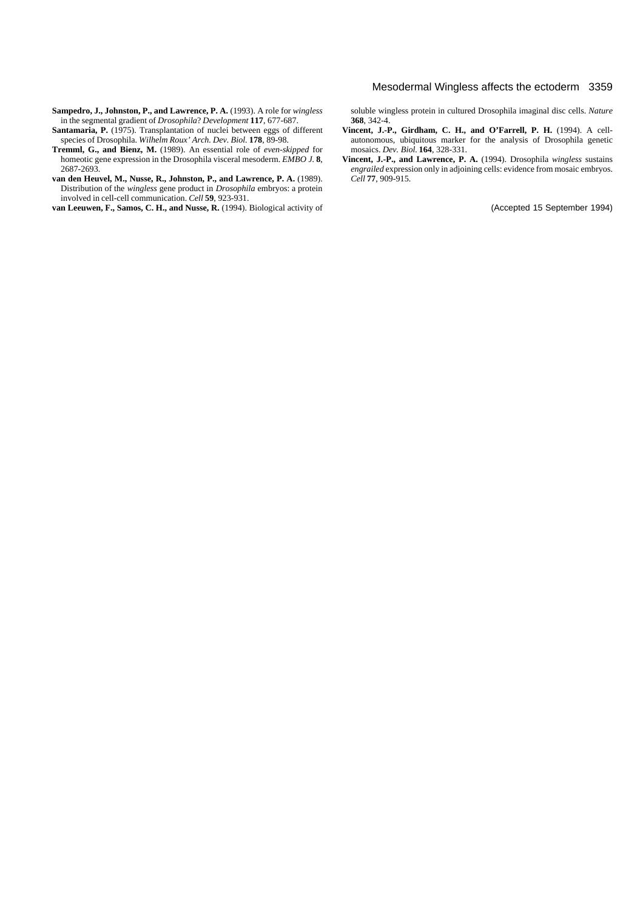**Sampedro, J., Johnston, P., and Lawrence, P. A.** (1993). A role for *wingless* in the segmental gradient of *Drosophila*? *Development* **117**, 677-687.

**Santamaria, P.** (1975). Transplantation of nuclei between eggs of different species of Drosophila. *Wilhelm Roux' Arch. Dev. Biol.* **178**, 89-98.

**Tremml, G., and Bienz, M.** (1989). An essential role of *even-skipped* for homeotic gene expression in the Drosophila visceral mesoderm. *EMBO J.* **8**, 2687-2693.

**van den Heuvel, M., Nusse, R., Johnston, P., and Lawrence, P. A.** (1989). Distribution of the *wingless* gene product in *Drosophila* embryos: a protein involved in cell-cell communication. *Cell* **59**, 923-931.

**van Leeuwen, F., Samos, C. H., and Nusse, R.** (1994). Biological activity of soluble wingless protein in cultured Drosophila imaginal disc cells. *Nature* **368**, 342-4.

**Vincent, J.-P., Girdham, C. H., and O'Farrell, P. H.** (1994). A cell-autonomous, ubiquitous marker for the analysis of Drosophila genetic mosaics. *Dev. Biol.* **164**, 328-331.

**Vincent, J.-P., and Lawrence, P. A.** (1994). Drosophila *wingless* sustains *engrailed* expression only in adjoining cells: evidence from mosaic embryos. *Cell* **77**, 909-915.

(Accepted 15 September 1994)